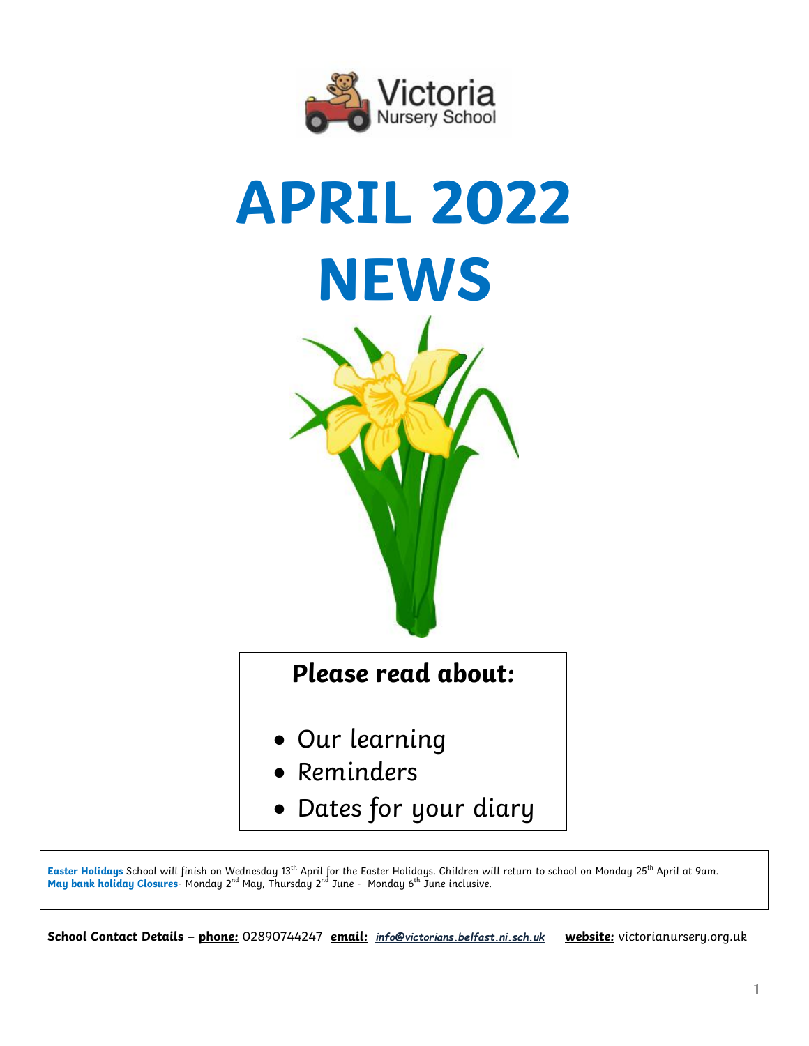Victoria Nursery School

# APRIL 2022 NEWS

### *Please read about:*

- Our learning
- Reminders
- Dates for your diary

**Easter Holidays** School will finish on Wednesday 13th April for the Easter Holidays. Children will return to school on Monday 25th April at 9am.
**May bank holiday Closures**- Monday 2nd May, Thursday 2nd June - Monday 6th June inclusive.

**School Contact Details** – **phone:** 02890744247 **email:** *info@victorians.belfast.ni.sch.uk* **website:** victorianursery.org.uk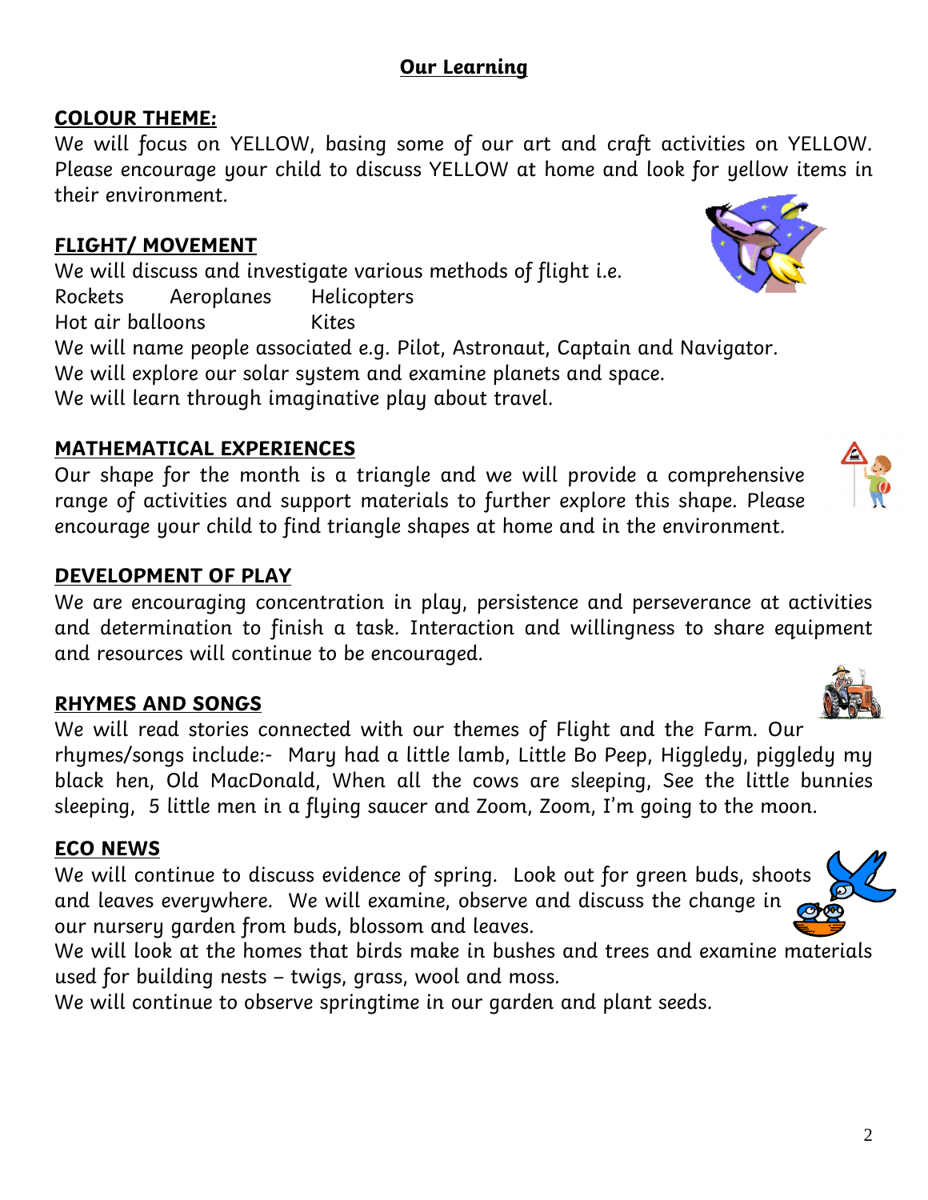# Our Learning

## COLOUR THEME:

We will focus on YELLOW, basing some of our art and craft activities on YELLOW. Please encourage your child to discuss YELLOW at home and look for yellow items in their environment.

## FLIGHT/ MOVEMENT

We will discuss and investigate various methods of flight i.e.
Rockets Aeroplanes Helicopters
Hot air balloons Kites
We will name people associated e.g. Pilot, Astronaut, Captain and Navigator.
We will explore our solar system and examine planets and space.
We will learn through imaginative play about travel.

## MATHEMATICAL EXPERIENCES

Our shape for the month is a triangle and we will provide a comprehensive range of activities and support materials to further explore this shape. Please encourage your child to find triangle shapes at home and in the environment.

## DEVELOPMENT OF PLAY

We are encouraging concentration in play, persistence and perseverance at activities and determination to finish a task. Interaction and willingness to share equipment and resources will continue to be encouraged.

## RHYMES AND SONGS

We will read stories connected with our themes of Flight and the Farm. Our rhymes/songs include:- Mary had a little lamb, Little Bo Peep, Higgledy, piggledy my black hen, Old MacDonald, When all the cows are sleeping, See the little bunnies sleeping, 5 little men in a flying saucer and Zoom, Zoom, I'm going to the moon.

## ECO NEWS

We will continue to discuss evidence of spring. Look out for green buds, shoots and leaves everywhere. We will examine, observe and discuss the change in our nursery garden from buds, blossom and leaves.
We will look at the homes that birds make in bushes and trees and examine materials used for building nests – twigs, grass, wool and moss.
We will continue to observe springtime in our garden and plant seeds.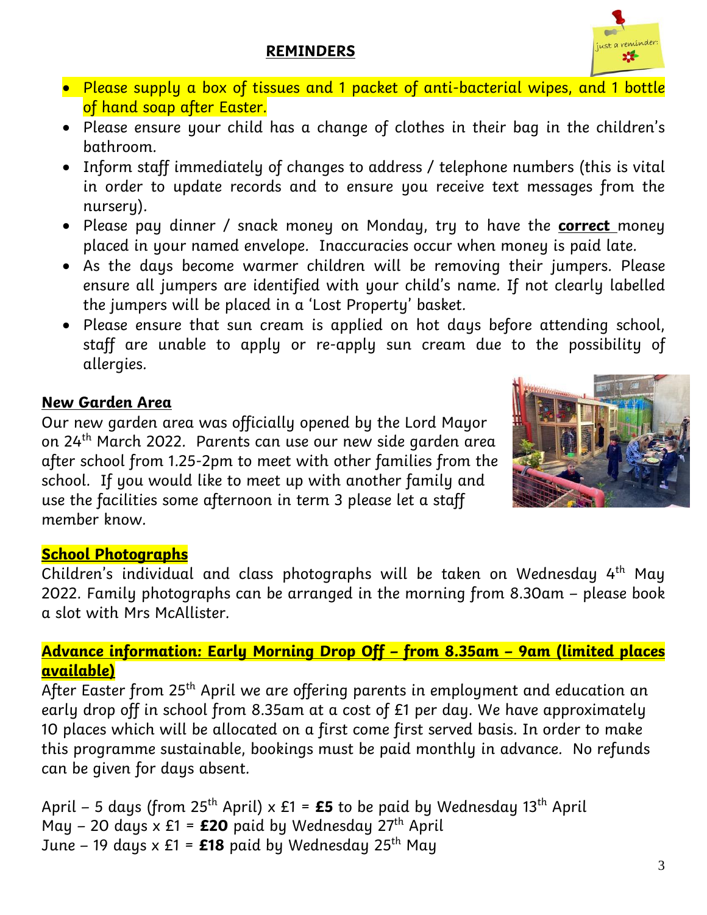## REMINDERS

- Please supply a box of tissues and 1 packet of anti-bacterial wipes, and 1 bottle of hand soap after Easter.
- Please ensure your child has a change of clothes in their bag in the children's bathroom.
- Inform staff immediately of changes to address / telephone numbers (this is vital in order to update records and to ensure you receive text messages from the nursery).
- Please pay dinner / snack money on Monday, try to have the **correct** money placed in your named envelope. Inaccuracies occur when money is paid late.
- As the days become warmer children will be removing their jumpers. Please ensure all jumpers are identified with your child's name. If not clearly labelled the jumpers will be placed in a 'Lost Property' basket.
- Please ensure that sun cream is applied on hot days before attending school, staff are unable to apply or re-apply sun cream due to the possibility of allergies.

## New Garden Area

Our new garden area was officially opened by the Lord Mayor on 24th March 2022. Parents can use our new side garden area after school from 1.25-2pm to meet with other families from the school. If you would like to meet up with another family and use the facilities some afternoon in term 3 please let a staff member know.

## School Photographs

Children's individual and class photographs will be taken on Wednesday 4th May 2022. Family photographs can be arranged in the morning from 8.30am – please book a slot with Mrs McAllister.

## Advance information: Early Morning Drop Off – from 8.35am – 9am (limited places available)

After Easter from 25th April we are offering parents in employment and education an early drop off in school from 8.35am at a cost of £1 per day. We have approximately 10 places which will be allocated on a first come first served basis. In order to make this programme sustainable, bookings must be paid monthly in advance. No refunds can be given for days absent.

April – 5 days (from 25th April) x £1 = **£5** to be paid by Wednesday 13th April
May – 20 days x £1 = **£20** paid by Wednesday 27th April
June – 19 days x £1 = **£18** paid by Wednesday 25th May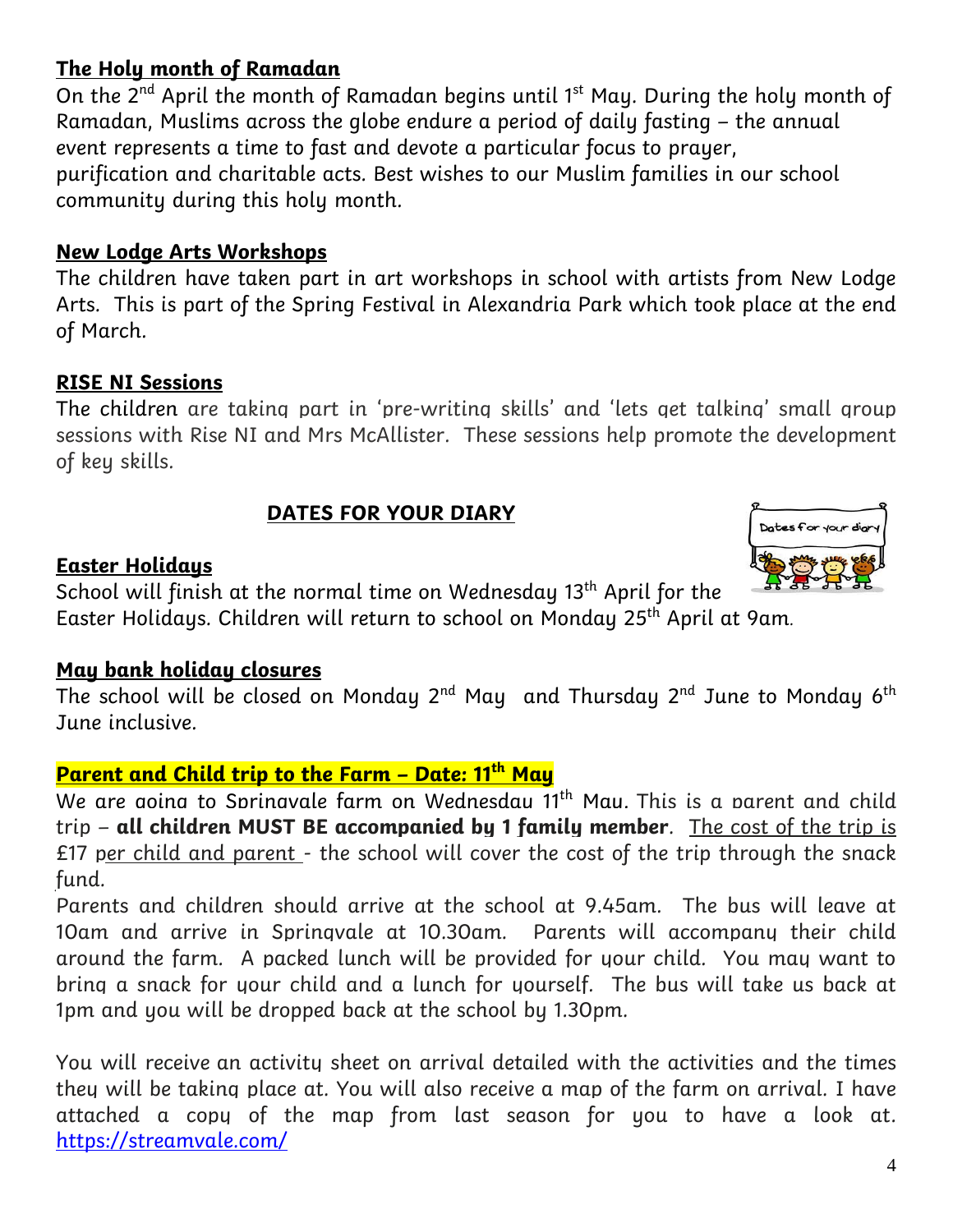**The Holy month of Ramadan**

On the 2nd April the month of Ramadan begins until 1st May. During the holy month of Ramadan, Muslims across the globe endure a period of daily fasting – the annual event represents a time to fast and devote a particular focus to prayer, purification and charitable acts. Best wishes to our Muslim families in our school community during this holy month.

**New Lodge Arts Workshops**

The children have taken part in art workshops in school with artists from New Lodge Arts. This is part of the Spring Festival in Alexandria Park which took place at the end of March.

**RISE NI Sessions**

The children are taking part in 'pre-writing skills' and 'lets get talking' small group sessions with Rise NI and Mrs McAllister. These sessions help promote the development of key skills.

## DATES FOR YOUR DIARY

**Easter Holidays**

School will finish at the normal time on Wednesday 13th April for the Easter Holidays. Children will return to school on Monday 25th April at 9am.

**May bank holiday closures**

The school will be closed on Monday 2nd May and Thursday 2nd June to Monday 6th June inclusive.

**Parent and Child trip to the Farm – Date: 11th May**

We are going to Springvale farm on Wednesday 11th May. This is a parent and child trip – **all children MUST BE accompanied by 1 family member**. The cost of the trip is £17 per child and parent - the school will cover the cost of the trip through the snack fund.

Parents and children should arrive at the school at 9.45am. The bus will leave at 10am and arrive in Springvale at 10.30am. Parents will accompany their child around the farm. A packed lunch will be provided for your child. You may want to bring a snack for your child and a lunch for yourself. The bus will take us back at 1pm and you will be dropped back at the school by 1.30pm.

You will receive an activity sheet on arrival detailed with the activities and the times they will be taking place at. You will also receive a map of the farm on arrival. I have attached a copy of the map from last season for you to have a look at. https://streamvale.com/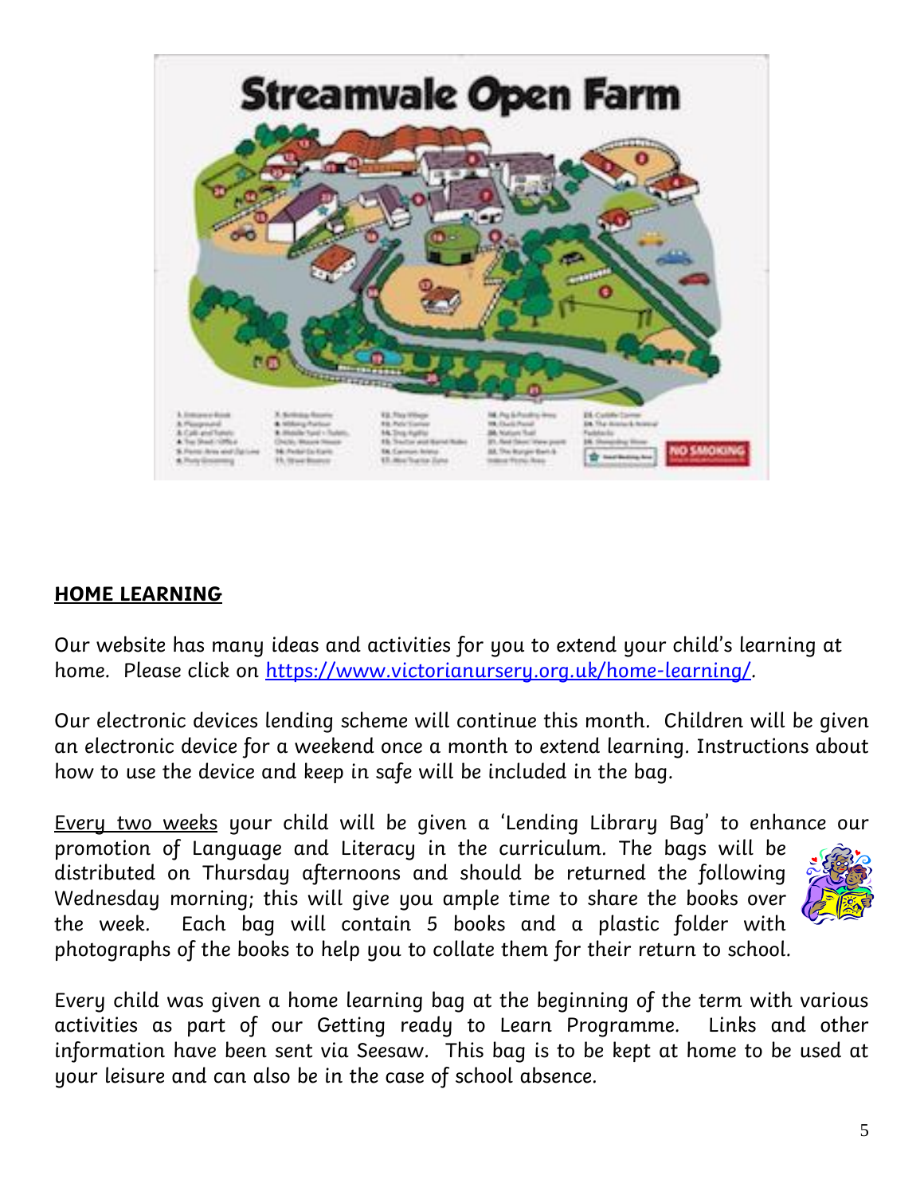## HOME LEARNING

Our website has many ideas and activities for you to extend your child's learning at home. Please click on [https://www.victorianursery.org.uk/home-learning/](https://www.victorianursery.org.uk/home-learning/).

Our electronic devices lending scheme will continue this month. Children will be given an electronic device for a weekend once a month to extend learning. Instructions about how to use the device and keep in safe will be included in the bag.

Every two weeks your child will be given a 'Lending Library Bag' to enhance our promotion of Language and Literacy in the curriculum. The bags will be distributed on Thursday afternoons and should be returned the following Wednesday morning; this will give you ample time to share the books over the week. Each bag will contain 5 books and a plastic folder with photographs of the books to help you to collate them for their return to school.

Every child was given a home learning bag at the beginning of the term with various activities as part of our Getting ready to Learn Programme. Links and other information have been sent via Seesaw. This bag is to be kept at home to be used at your leisure and can also be in the case of school absence.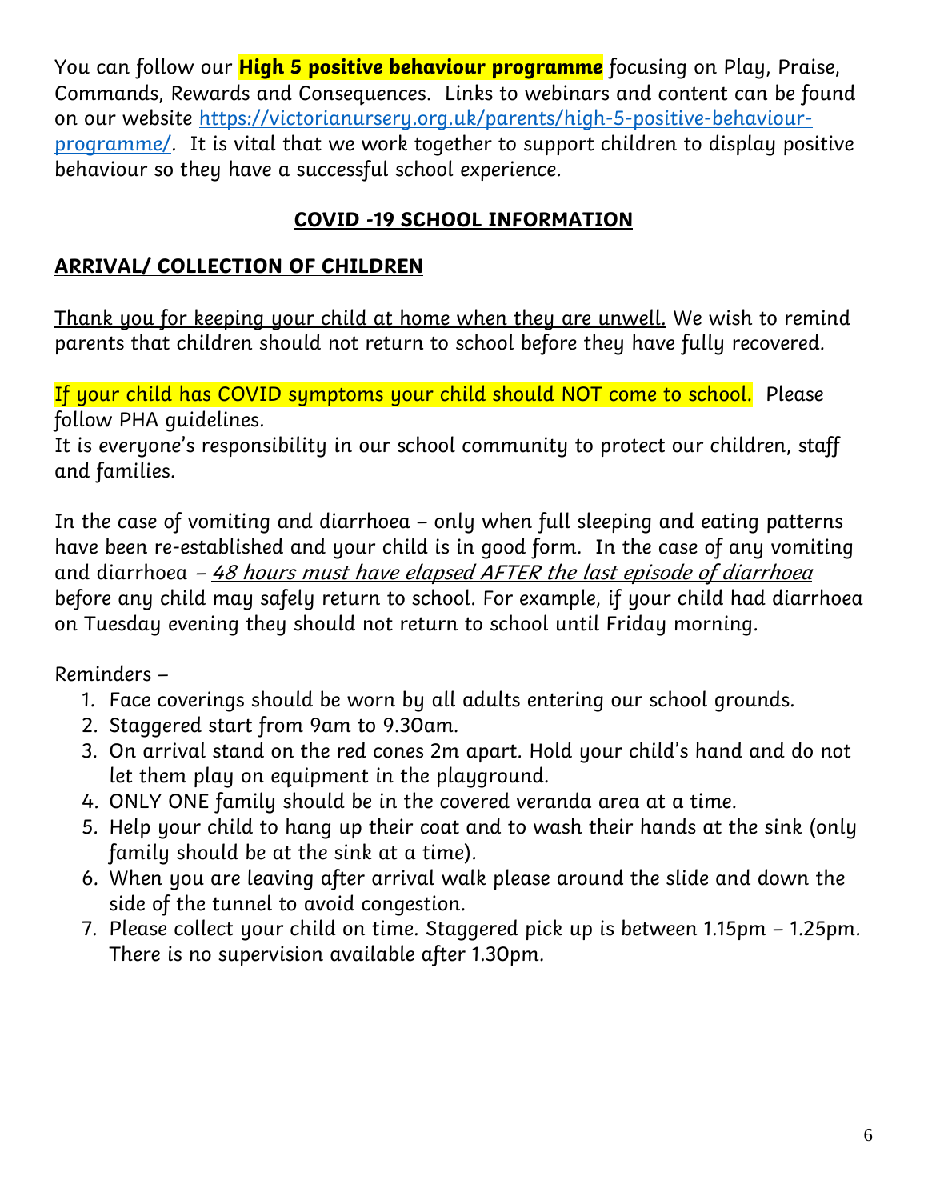You can follow our **High 5 positive behaviour programme** focusing on Play, Praise, Commands, Rewards and Consequences. Links to webinars and content can be found on our website https://victorianursery.org.uk/parents/high-5-positive-behaviour-programme/. It is vital that we work together to support children to display positive behaviour so they have a successful school experience.

## COVID -19 SCHOOL INFORMATION

### ARRIVAL/ COLLECTION OF CHILDREN

Thank you for keeping your child at home when they are unwell. We wish to remind parents that children should not return to school before they have fully recovered.

If your child has COVID symptoms your child should NOT come to school. Please follow PHA guidelines.
It is everyone's responsibility in our school community to protect our children, staff and families.

In the case of vomiting and diarrhoea – only when full sleeping and eating patterns have been re-established and your child is in good form. In the case of any vomiting and diarrhoea – *48 hours must have elapsed AFTER the last episode of diarrhoea* before any child may safely return to school. For example, if your child had diarrhoea on Tuesday evening they should not return to school until Friday morning.

Reminders –

1. Face coverings should be worn by all adults entering our school grounds.
2. Staggered start from 9am to 9.30am.
3. On arrival stand on the red cones 2m apart. Hold your child's hand and do not let them play on equipment in the playground.
4. ONLY ONE family should be in the covered veranda area at a time.
5. Help your child to hang up their coat and to wash their hands at the sink (only family should be at the sink at a time).
6. When you are leaving after arrival walk please around the slide and down the side of the tunnel to avoid congestion.
7. Please collect your child on time. Staggered pick up is between 1.15pm – 1.25pm. There is no supervision available after 1.30pm.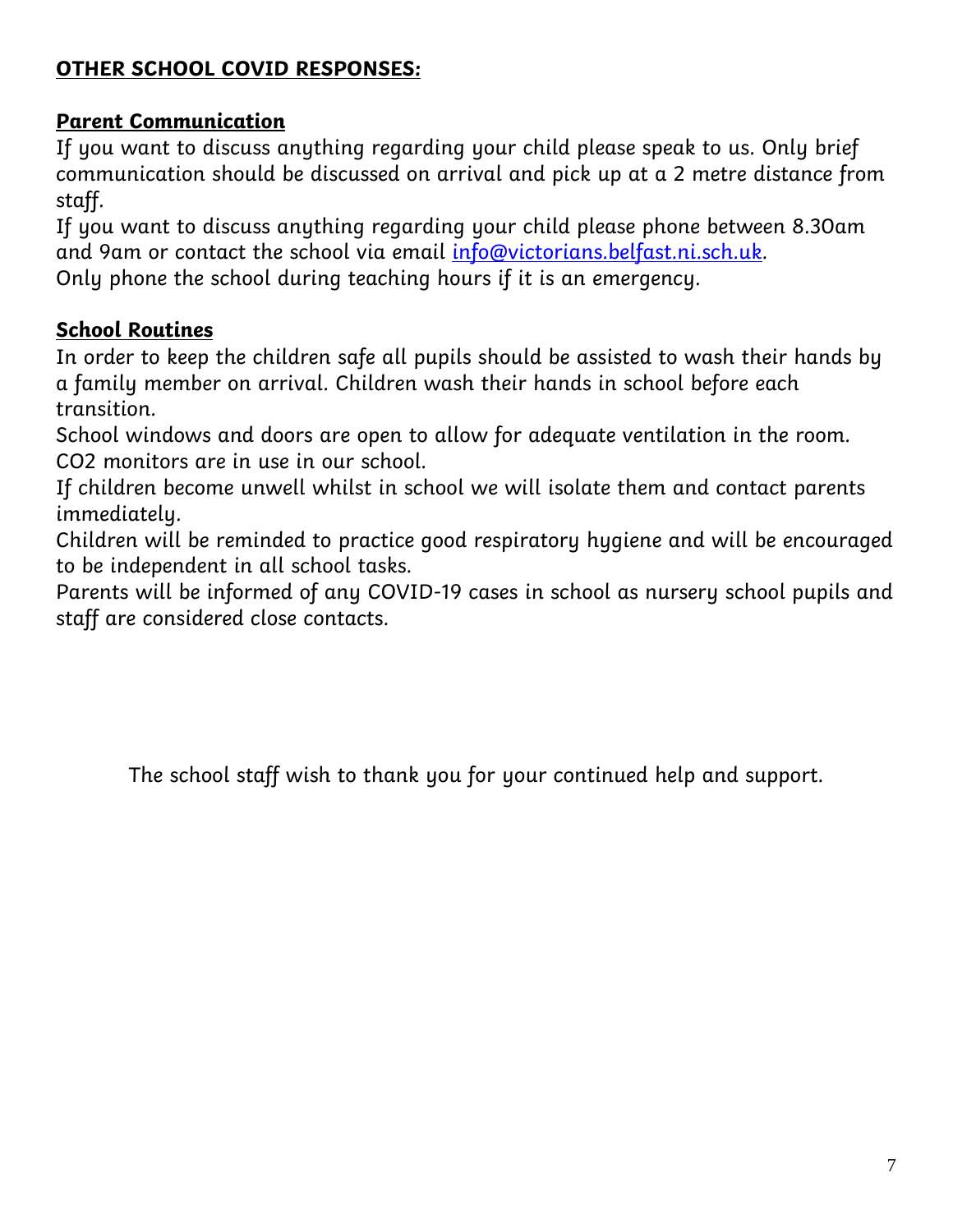## OTHER SCHOOL COVID RESPONSES:

### Parent Communication

If you want to discuss anything regarding your child please speak to us. Only brief communication should be discussed on arrival and pick up at a 2 metre distance from staff.
If you want to discuss anything regarding your child please phone between 8.30am and 9am or contact the school via email [info@victorians.belfast.ni.sch.uk](mailto:info@victorians.belfast.ni.sch.uk).
Only phone the school during teaching hours if it is an emergency.

### School Routines

In order to keep the children safe all pupils should be assisted to wash their hands by a family member on arrival. Children wash their hands in school before each transition.
School windows and doors are open to allow for adequate ventilation in the room.
CO2 monitors are in use in our school.
If children become unwell whilst in school we will isolate them and contact parents immediately.
Children will be reminded to practice good respiratory hygiene and will be encouraged to be independent in all school tasks.
Parents will be informed of any COVID-19 cases in school as nursery school pupils and staff are considered close contacts.

The school staff wish to thank you for your continued help and support.